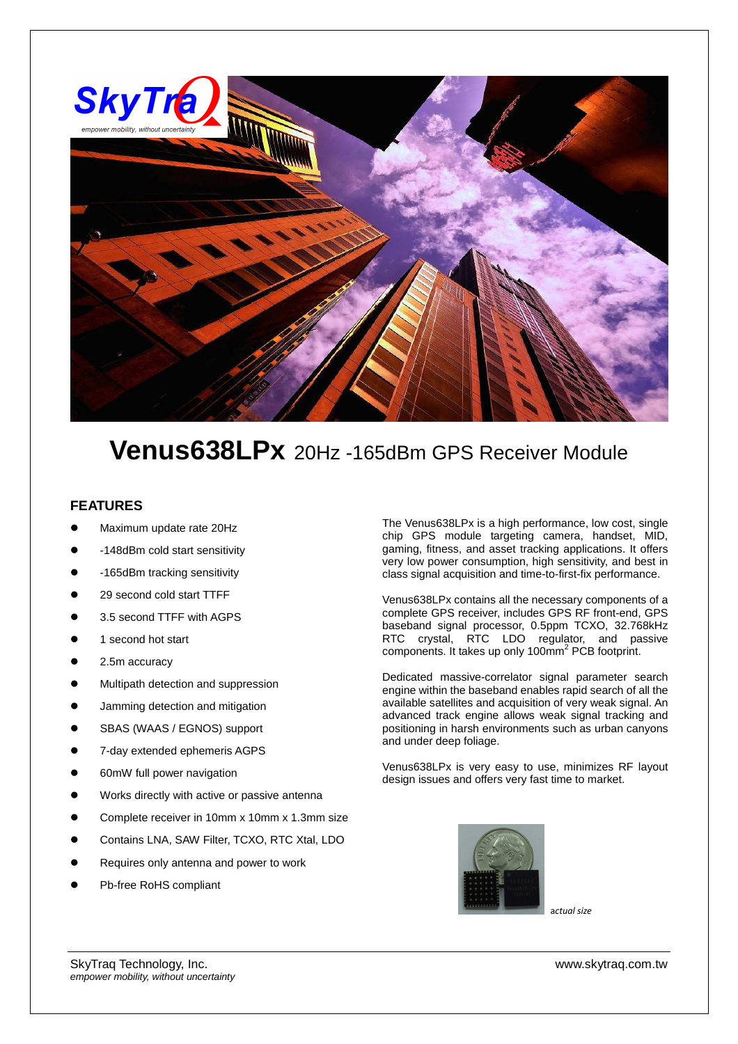# Venus638LPx 20Hz -165dBm GPS Receiver Module

## FEATURES

- Maximum update rate 20Hz
- -148dBm cold start sensitivity
- -165dBm tracking sensitivity
- 29 second cold start TTFF
- 3.5 second TTFF with AGPS
- 1 second hot start
- 2.5m accuracy
- Multipath detection and suppression
- Jamming detection and mitigation
- SBAS (WAAS / EGNOS) support
- 7-day extended ephemeris AGPS
- 60mW full power navigation
- Works directly with active or passive antenna
- Complete receiver in 10mm x 10mm x 1.3mm size
- Contains LNA, SAW Filter, TCXO, RTC Xtal, LDO
- Requires only antenna and power to work
- Pb-free RoHS compliant

The Venus638LPx is a high performance, low cost, single chip GPS module targeting camera, handset, MID, gaming, fitness, and asset tracking applications. It offers very low power consumption, high sensitivity, and best in class signal acquisition and time-to-first-fix performance.

Venus638LPx contains all the necessary components of a complete GPS receiver, includes GPS RF front-end, GPS baseband signal processor, 0.5ppm TCXO, 32.768kHz RTC crystal, RTC LDO regulator, and passive components. It takes up only 100mm$^2$ PCB footprint.

Dedicated massive-correlator signal parameter search engine within the baseband enables rapid search of all the available satellites and acquisition of very weak signal. An advanced track engine allows weak signal tracking and positioning in harsh environments such as urban canyons and under deep foliage.

Venus638LPx is very easy to use, minimizes RF layout design issues and offers very fast time to market.

*actual size*

SkyTraq Technology, Inc.
*empower mobility, without uncertainty*

www.skytraq.com.tw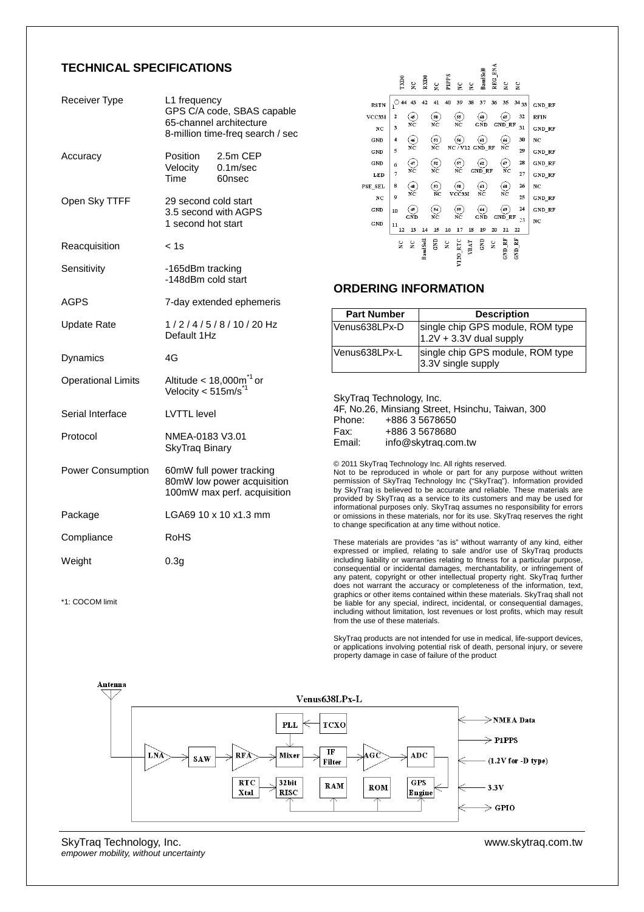## TECHNICAL SPECIFICATIONS

| | |
|---|---|
| Receiver Type | L1 frequency<br>GPS C/A code, SBAS capable<br>65-channel architecture<br>8-million time-freq search / sec |
| Accuracy | Position 2.5m CEP<br>Velocity 0.1m/sec<br>Time 60nsec |
| Open Sky TTFF | 29 second cold start<br>3.5 second with AGPS<br>1 second hot start |
| Reacquisition | < 1s |
| Sensitivity | -165dBm tracking<br>-148dBm cold start |
| AGPS | 7-day extended ephemeris |
| Update Rate | 1 / 2 / 4 / 5 / 8 / 10 / 20 Hz<br>Default 1Hz |
| Dynamics | 4G |
| Operational Limits | Altitude < 18,000m[*1] or<br>Velocity < 515m/s[*1] |
| Serial Interface | LVTTL level |
| Protocol | NMEA-0183 V3.01<br>SkyTraq Binary |
| Power Consumption | 60mW full power tracking<br>80mW low power acquisition<br>100mW max perf. acquisition |
| Package | LGA69 10 x 10 x1.3 mm |
| Compliance | RoHS |
| Weight | 0.3g |

*1: COCOM limit

TXD0 NC RXD0 NC P1PPS NC NC BandSel0 REG_ENA NC NC

RSTN 1, VCC33I 2, NC 3, GND 4, GND 5, GND 6, LED 7, PSE_SEL 8, NC 9, GND 10, GND 11

44 43 42 41 40 39 38 37 36 35 34

33 GND_RF, 32 RFIN, 31 GND_RF, 30 NC, 29 GND_RF, 28 GND_RF, 27 GND_RF, 26 NC, 25 GND_RF, 24 GND_RF, 23 NC

45 NC, 50 NC, 55 NC, 60 GND, 65 GND_RF
46 NC, 51 NC, 56 NC / V12, 61 GND_RF, 66 NC
47 NC, 52 NC, 57 NC, 62 GND_RF, 67 NC
48 NC, 53 NC, 58 VCC33I, 63 NC, 68 NC
49 GND, 54 NC, 59 NC, 64 GND, 69 GND_RF

12 13 14 15 16 17 18 19 20 21 22

NC NC BandSel1 GND NC V120_RTC VBAT GND NC GND_RF GND_RF

## ORDERING INFORMATION

| Part Number | Description |
|---|---|
| Venus638LPx-D | single chip GPS module, ROM type<br>1.2V + 3.3V dual supply |
| Venus638LPx-L | single chip GPS module, ROM type<br>3.3V single supply |

SkyTraq Technology, Inc.
4F, No.26, Minsiang Street, Hsinchu, Taiwan, 300
Phone: +886 3 5678650
Fax: +886 3 5678680
Email: info@skytraq.com.tw

© 2011 SkyTraq Technology Inc. All rights reserved.
Not to be reproduced in whole or part for any purpose without written permission of SkyTraq Technology Inc ("SkyTraq"). Information provided by SkyTraq is believed to be accurate and reliable. These materials are provided by SkyTraq as a service to its customers and may be used for informational purposes only. SkyTraq assumes no responsibility for errors or omissions in these materials, nor for its use. SkyTraq reserves the right to change specification at any time without notice.

These materials are provides "as is" without warranty of any kind, either expressed or implied, relating to sale and/or use of SkyTraq products including liability or warranties relating to fitness for a particular purpose, consequential or incidental damages, merchantability, or infringement of any patent, copyright or other intellectual property right. SkyTraq further does not warrant the accuracy or completeness of the information, text, graphics or other items contained within these materials. SkyTraq shall not be liable for any special, indirect, incidental, or consequential damages, including without limitation, lost revenues or lost profits, which may result from the use of these materials.

SkyTraq products are not intended for use in medical, life-support devices, or applications involving potential risk of death, personal injury, or severe property damage in case of failure of the product

Antenna

Venus638LPx-L

LNA SAW RFA Mixer PLL TCXO IF Filter AGC ADC RTC Xtal 32bit RISC RAM ROM GPS Engine

NMEA Data
P1PPS
(1.2V for -D type)
3.3V
GPIO

SkyTraq Technology, Inc.
*empower mobility, without uncertainty*

www.skytraq.com.tw